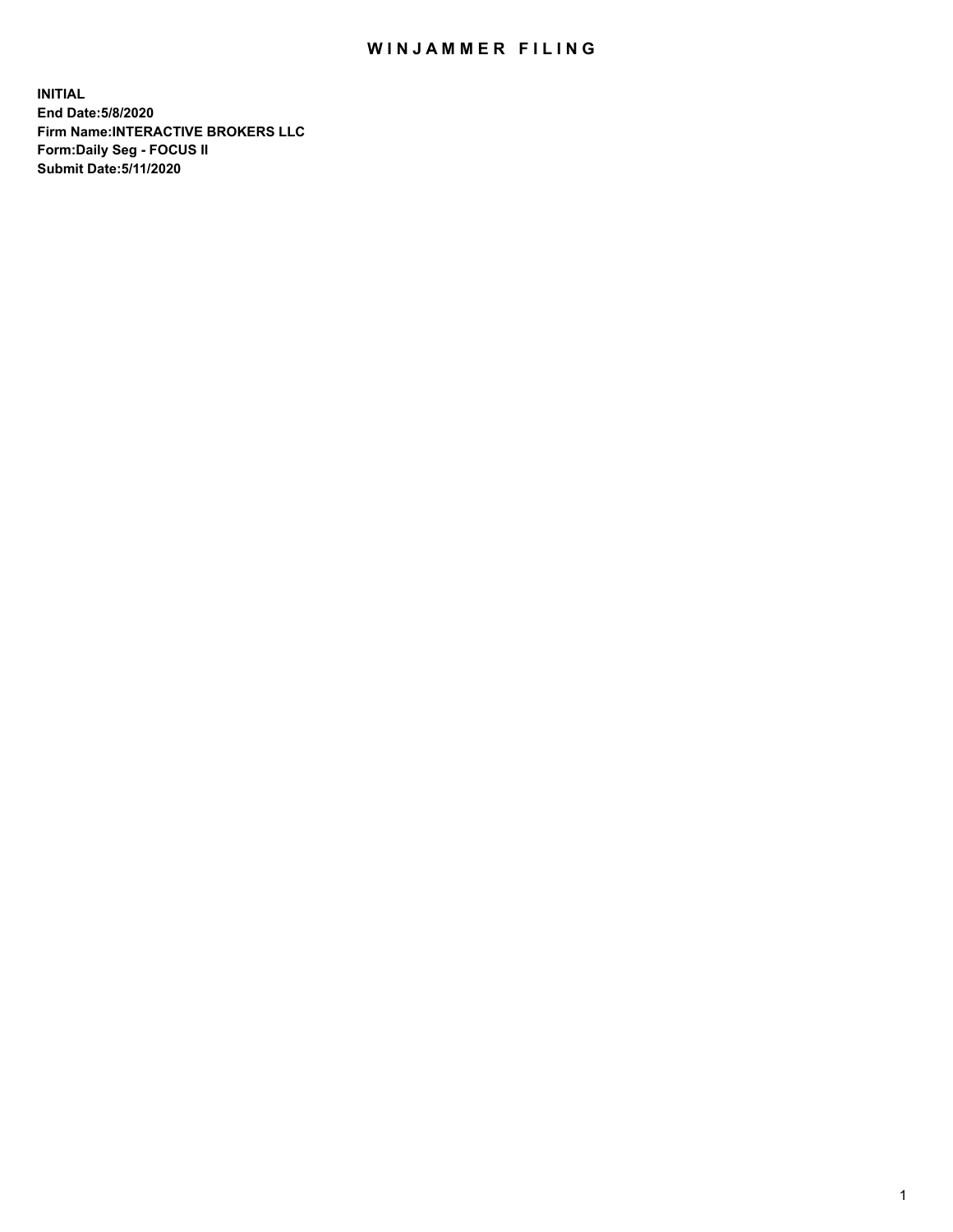# WINJAMMER FILING

**INITIAL**
**End Date:5/8/2020**
**Firm Name:INTERACTIVE BROKERS LLC**
**Form:Daily Seg - FOCUS II**
**Submit Date:5/11/2020**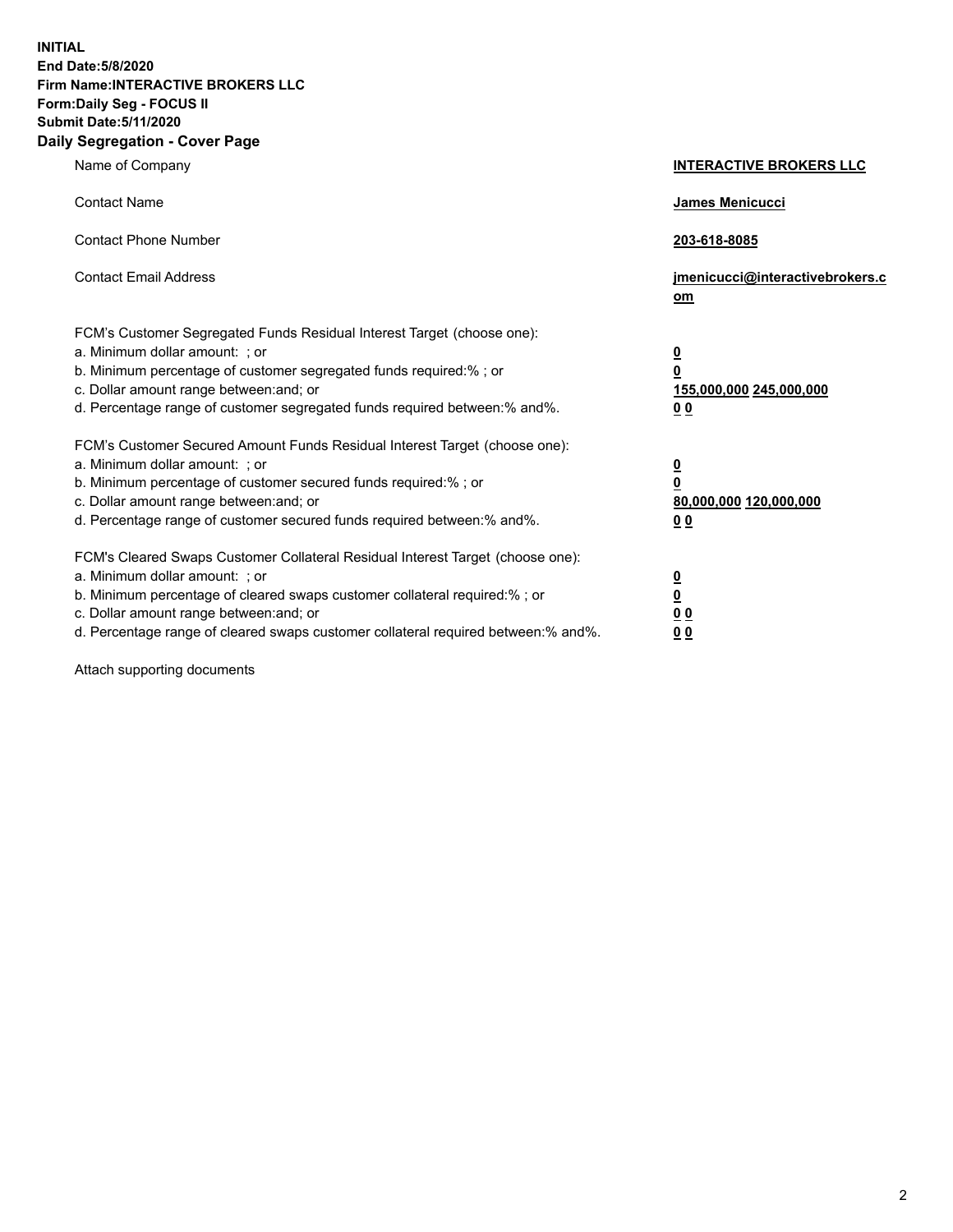**INITIAL**
**End Date:5/8/2020**
**Firm Name:INTERACTIVE BROKERS LLC**
**Form:Daily Seg - FOCUS II**
**Submit Date:5/11/2020**
**Daily Segregation - Cover Page**

| | |
|---|---|
| Name of Company | **INTERACTIVE BROKERS LLC** |
| Contact Name | **James Menicucci** |
| Contact Phone Number | **203-618-8085** |
| Contact Email Address | **jmenicucci@interactivebrokers.com** |
| FCM's Customer Segregated Funds Residual Interest Target (choose one): | |
| a. Minimum dollar amount: ; or | **0** |
| b. Minimum percentage of customer segregated funds required:% ; or | **0** |
| c. Dollar amount range between:and; or | **155,000,000** **245,000,000** |
| d. Percentage range of customer segregated funds required between:% and%. | **0** **0** |
| FCM's Customer Secured Amount Funds Residual Interest Target (choose one): | |
| a. Minimum dollar amount: ; or | **0** |
| b. Minimum percentage of customer secured funds required:% ; or | **0** |
| c. Dollar amount range between:and; or | **80,000,000** **120,000,000** |
| d. Percentage range of customer secured funds required between:% and%. | **0** **0** |
| FCM's Cleared Swaps Customer Collateral Residual Interest Target (choose one): | |
| a. Minimum dollar amount: ; or | **0** |
| b. Minimum percentage of cleared swaps customer collateral required:% ; or | **0** |
| c. Dollar amount range between:and; or | **0** **0** |
| d. Percentage range of cleared swaps customer collateral required between:% and%. | **0** **0** |

Attach supporting documents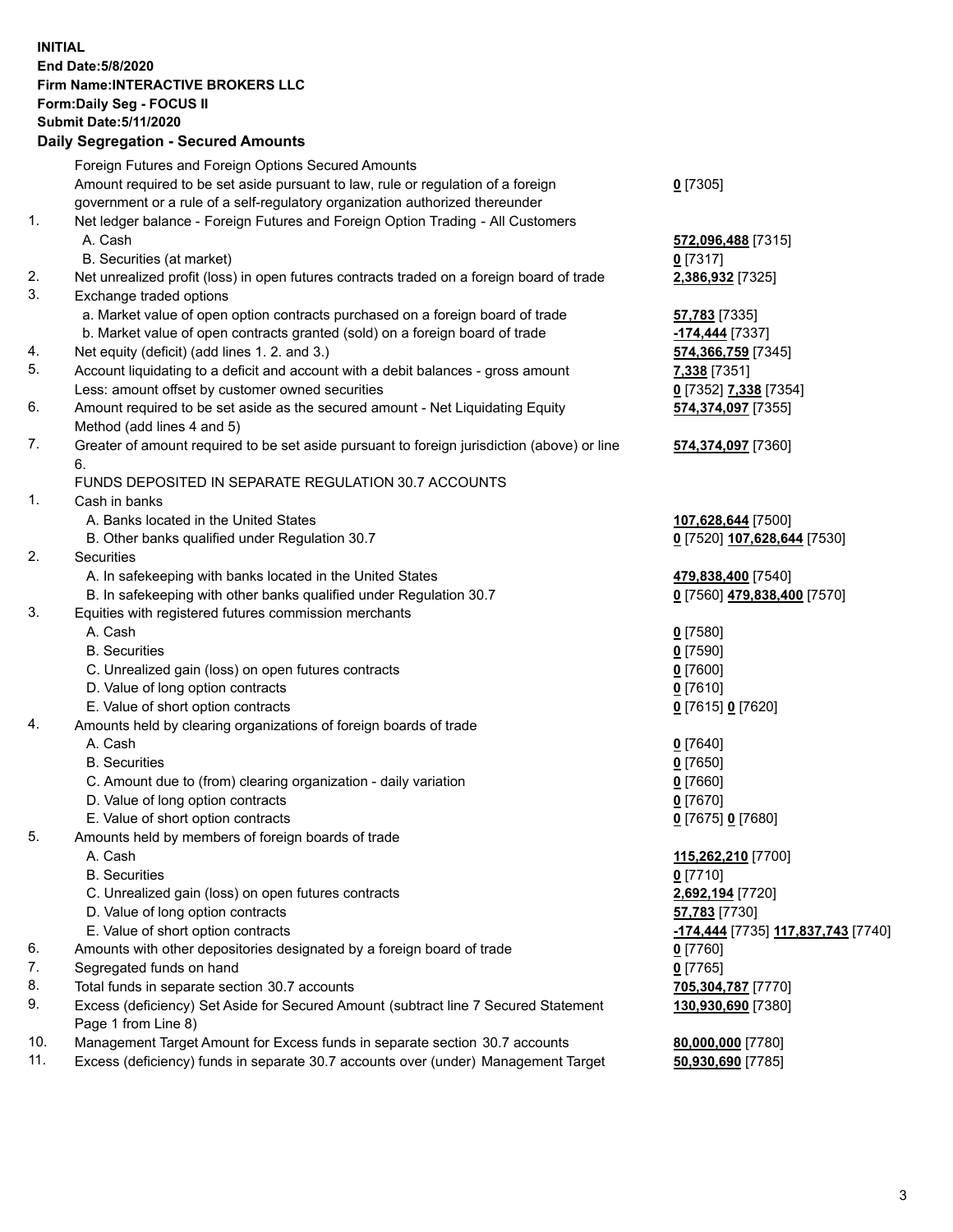**INITIAL**
**End Date:5/8/2020**
**Firm Name:INTERACTIVE BROKERS LLC**
**Form:Daily Seg - FOCUS II**
**Submit Date:5/11/2020**

## Daily Segregation - Secured Amounts

| | | |
|---|---|---|
| | Foreign Futures and Foreign Options Secured Amounts | |
| | Amount required to be set aside pursuant to law, rule or regulation of a foreign government or a rule of a self-regulatory organization authorized thereunder | **0** [7305] |
| 1. | Net ledger balance - Foreign Futures and Foreign Option Trading - All Customers | |
| | A. Cash | **572,096,488** [7315] |
| | B. Securities (at market) | **0** [7317] |
| 2. | Net unrealized profit (loss) in open futures contracts traded on a foreign board of trade | **2,386,932** [7325] |
| 3. | Exchange traded options | |
| | a. Market value of open option contracts purchased on a foreign board of trade | **57,783** [7335] |
| | b. Market value of open contracts granted (sold) on a foreign board of trade | **-174,444** [7337] |
| 4. | Net equity (deficit) (add lines 1. 2. and 3.) | **574,366,759** [7345] |
| 5. | Account liquidating to a deficit and account with a debit balances - gross amount | **7,338** [7351] |
| | Less: amount offset by customer owned securities | **0** [7352] **7,338** [7354] |
| 6. | Amount required to be set aside as the secured amount - Net Liquidating Equity Method (add lines 4 and 5) | **574,374,097** [7355] |
| 7. | Greater of amount required to be set aside pursuant to foreign jurisdiction (above) or line 6. | **574,374,097** [7360] |
| | FUNDS DEPOSITED IN SEPARATE REGULATION 30.7 ACCOUNTS | |
| 1. | Cash in banks | |
| | A. Banks located in the United States | **107,628,644** [7500] |
| | B. Other banks qualified under Regulation 30.7 | **0** [7520] **107,628,644** [7530] |
| 2. | Securities | |
| | A. In safekeeping with banks located in the United States | **479,838,400** [7540] |
| | B. In safekeeping with other banks qualified under Regulation 30.7 | **0** [7560] **479,838,400** [7570] |
| 3. | Equities with registered futures commission merchants | |
| | A. Cash | **0** [7580] |
| | B. Securities | **0** [7590] |
| | C. Unrealized gain (loss) on open futures contracts | **0** [7600] |
| | D. Value of long option contracts | **0** [7610] |
| | E. Value of short option contracts | **0** [7615] **0** [7620] |
| 4. | Amounts held by clearing organizations of foreign boards of trade | |
| | A. Cash | **0** [7640] |
| | B. Securities | **0** [7650] |
| | C. Amount due to (from) clearing organization - daily variation | **0** [7660] |
| | D. Value of long option contracts | **0** [7670] |
| | E. Value of short option contracts | **0** [7675] **0** [7680] |
| 5. | Amounts held by members of foreign boards of trade | |
| | A. Cash | **115,262,210** [7700] |
| | B. Securities | **0** [7710] |
| | C. Unrealized gain (loss) on open futures contracts | **2,692,194** [7720] |
| | D. Value of long option contracts | **57,783** [7730] |
| | E. Value of short option contracts | **-174,444** [7735] **117,837,743** [7740] |
| 6. | Amounts with other depositories designated by a foreign board of trade | **0** [7760] |
| 7. | Segregated funds on hand | **0** [7765] |
| 8. | Total funds in separate section 30.7 accounts | **705,304,787** [7770] |
| 9. | Excess (deficiency) Set Aside for Secured Amount (subtract line 7 Secured Statement Page 1 from Line 8) | **130,930,690** [7380] |
| 10. | Management Target Amount for Excess funds in separate section 30.7 accounts | **80,000,000** [7780] |
| 11. | Excess (deficiency) funds in separate 30.7 accounts over (under) Management Target | **50,930,690** [7785] |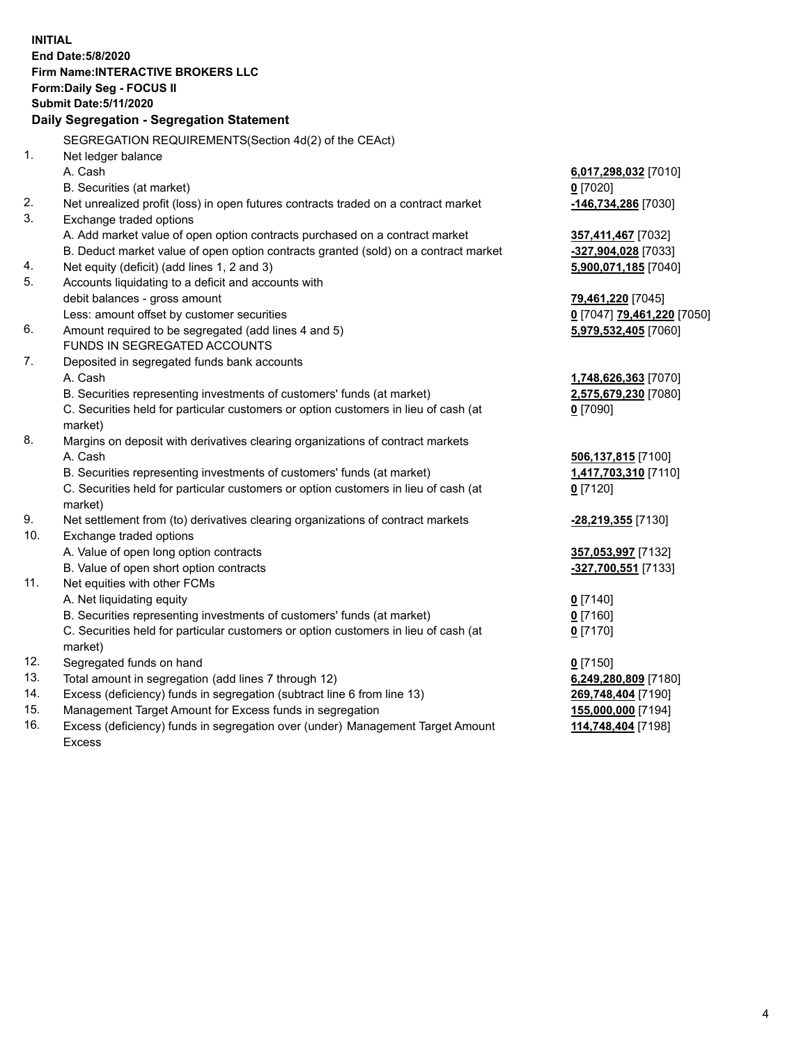**INITIAL**
**End Date:5/8/2020**
**Firm Name:INTERACTIVE BROKERS LLC**
**Form:Daily Seg - FOCUS II**
**Submit Date:5/11/2020**

**Daily Segregation - Segregation Statement**

| | | |
|---|---|---|
| | SEGREGATION REQUIREMENTS(Section 4d(2) of the CEAct) | |
| 1. | Net ledger balance | |
| | A. Cash | **6,017,298,032** [7010] |
| | B. Securities (at market) | **0** [7020] |
| 2. | Net unrealized profit (loss) in open futures contracts traded on a contract market | **-146,734,286** [7030] |
| 3. | Exchange traded options | |
| | A. Add market value of open option contracts purchased on a contract market | **357,411,467** [7032] |
| | B. Deduct market value of open option contracts granted (sold) on a contract market | **-327,904,028** [7033] |
| 4. | Net equity (deficit) (add lines 1, 2 and 3) | **5,900,071,185** [7040] |
| 5. | Accounts liquidating to a deficit and accounts with | |
| | debit balances - gross amount | **79,461,220** [7045] |
| | Less: amount offset by customer securities | **0** [7047] **79,461,220** [7050] |
| 6. | Amount required to be segregated (add lines 4 and 5) | **5,979,532,405** [7060] |
| | FUNDS IN SEGREGATED ACCOUNTS | |
| 7. | Deposited in segregated funds bank accounts | |
| | A. Cash | **1,748,626,363** [7070] |
| | B. Securities representing investments of customers' funds (at market) | **2,575,679,230** [7080] |
| | C. Securities held for particular customers or option customers in lieu of cash (at market) | **0** [7090] |
| 8. | Margins on deposit with derivatives clearing organizations of contract markets | |
| | A. Cash | **506,137,815** [7100] |
| | B. Securities representing investments of customers' funds (at market) | **1,417,703,310** [7110] |
| | C. Securities held for particular customers or option customers in lieu of cash (at market) | **0** [7120] |
| 9. | Net settlement from (to) derivatives clearing organizations of contract markets | **-28,219,355** [7130] |
| 10. | Exchange traded options | |
| | A. Value of open long option contracts | **357,053,997** [7132] |
| | B. Value of open short option contracts | **-327,700,551** [7133] |
| 11. | Net equities with other FCMs | |
| | A. Net liquidating equity | **0** [7140] |
| | B. Securities representing investments of customers' funds (at market) | **0** [7160] |
| | C. Securities held for particular customers or option customers in lieu of cash (at market) | **0** [7170] |
| 12. | Segregated funds on hand | **0** [7150] |
| 13. | Total amount in segregation (add lines 7 through 12) | **6,249,280,809** [7180] |
| 14. | Excess (deficiency) funds in segregation (subtract line 6 from line 13) | **269,748,404** [7190] |
| 15. | Management Target Amount for Excess funds in segregation | **155,000,000** [7194] |
| 16. | Excess (deficiency) funds in segregation over (under) Management Target Amount Excess | **114,748,404** [7198] |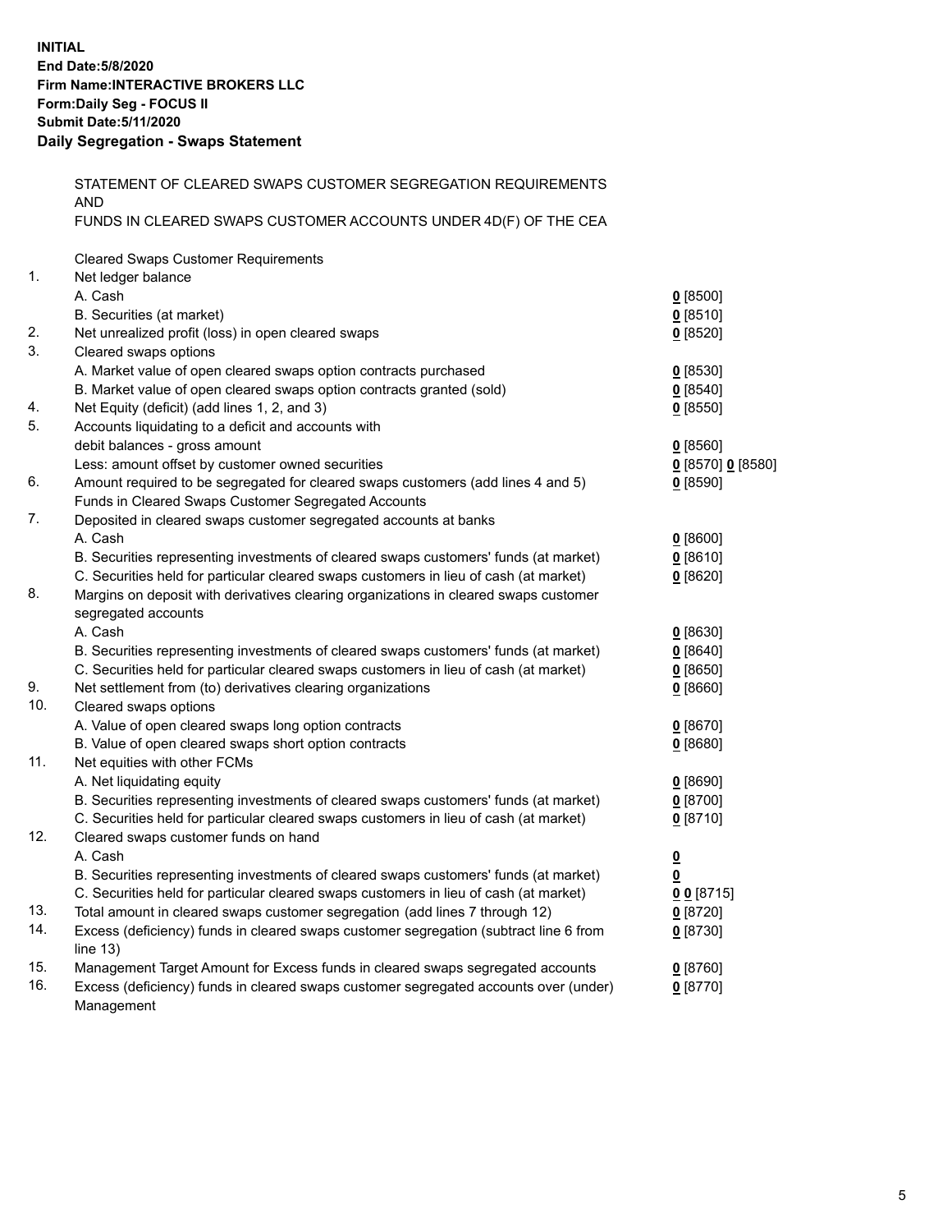**INITIAL**
**End Date:5/8/2020**
**Firm Name:INTERACTIVE BROKERS LLC**
**Form:Daily Seg - FOCUS II**
**Submit Date:5/11/2020**
**Daily Segregation - Swaps Statement**

STATEMENT OF CLEARED SWAPS CUSTOMER SEGREGATION REQUIREMENTS AND FUNDS IN CLEARED SWAPS CUSTOMER ACCOUNTS UNDER 4D(F) OF THE CEA

| | | |
|---|---|---|
| | Cleared Swaps Customer Requirements | |
| 1. | Net ledger balance | |
| | A. Cash | 0 [8500] |
| | B. Securities (at market) | 0 [8510] |
| 2. | Net unrealized profit (loss) in open cleared swaps | 0 [8520] |
| 3. | Cleared swaps options | |
| | A. Market value of open cleared swaps option contracts purchased | 0 [8530] |
| | B. Market value of open cleared swaps option contracts granted (sold) | 0 [8540] |
| 4. | Net Equity (deficit) (add lines 1, 2, and 3) | 0 [8550] |
| 5. | Accounts liquidating to a deficit and accounts with | |
| | debit balances - gross amount | 0 [8560] |
| | Less: amount offset by customer owned securities | 0 [8570] 0 [8580] |
| 6. | Amount required to be segregated for cleared swaps customers (add lines 4 and 5) | 0 [8590] |
| | Funds in Cleared Swaps Customer Segregated Accounts | |
| 7. | Deposited in cleared swaps customer segregated accounts at banks | |
| | A. Cash | 0 [8600] |
| | B. Securities representing investments of cleared swaps customers' funds (at market) | 0 [8610] |
| | C. Securities held for particular cleared swaps customers in lieu of cash (at market) | 0 [8620] |
| 8. | Margins on deposit with derivatives clearing organizations in cleared swaps customer segregated accounts | |
| | A. Cash | 0 [8630] |
| | B. Securities representing investments of cleared swaps customers' funds (at market) | 0 [8640] |
| | C. Securities held for particular cleared swaps customers in lieu of cash (at market) | 0 [8650] |
| 9. | Net settlement from (to) derivatives clearing organizations | 0 [8660] |
| 10. | Cleared swaps options | |
| | A. Value of open cleared swaps long option contracts | 0 [8670] |
| | B. Value of open cleared swaps short option contracts | 0 [8680] |
| 11. | Net equities with other FCMs | |
| | A. Net liquidating equity | 0 [8690] |
| | B. Securities representing investments of cleared swaps customers' funds (at market) | 0 [8700] |
| | C. Securities held for particular cleared swaps customers in lieu of cash (at market) | 0 [8710] |
| 12. | Cleared swaps customer funds on hand | |
| | A. Cash | 0 |
| | B. Securities representing investments of cleared swaps customers' funds (at market) | 0 |
| | C. Securities held for particular cleared swaps customers in lieu of cash (at market) | 0 0 [8715] |
| 13. | Total amount in cleared swaps customer segregation (add lines 7 through 12) | 0 [8720] |
| 14. | Excess (deficiency) funds in cleared swaps customer segregation (subtract line 6 from line 13) | 0 [8730] |
| 15. | Management Target Amount for Excess funds in cleared swaps segregated accounts | 0 [8760] |
| 16. | Excess (deficiency) funds in cleared swaps customer segregated accounts over (under) Management | 0 [8770] |